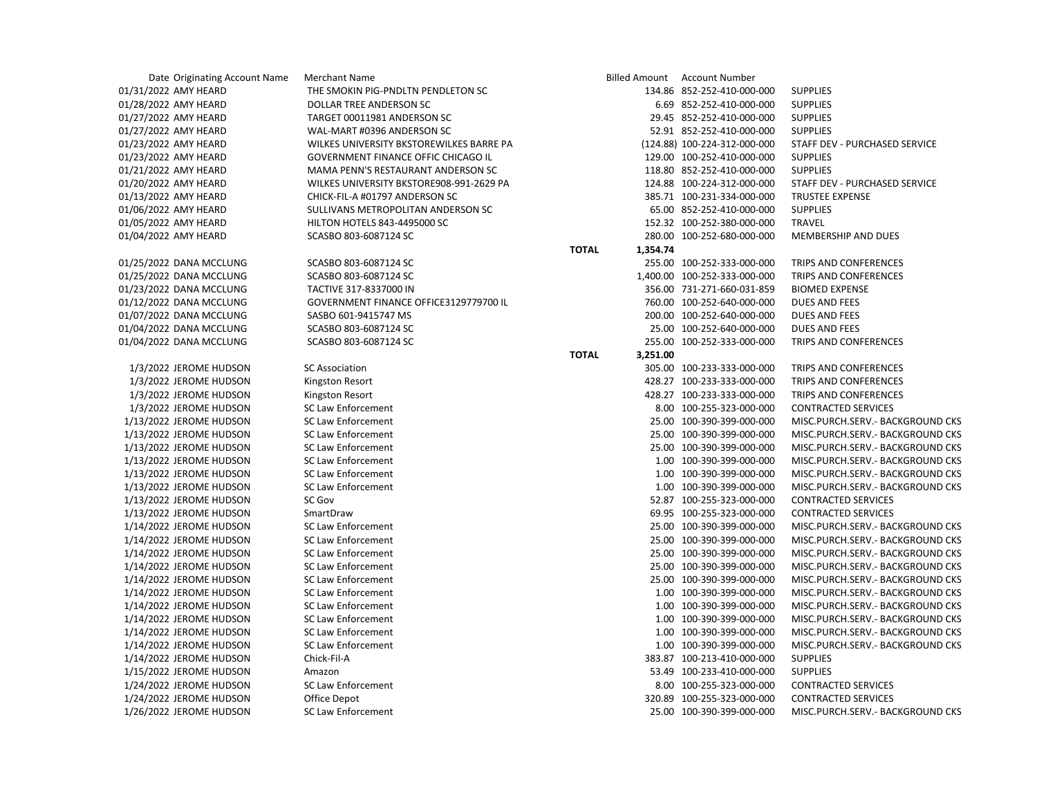| Date | Originating Account Name | Merchant Name | | Billed Amount | Account Number | |
|---|---|---|---|---|---|---|
| 01/31/2022 | AMY HEARD | THE SMOKIN PIG-PNDLTN PENDLETON SC | | 134.86 | 852-252-410-000-000 | SUPPLIES |
| 01/28/2022 | AMY HEARD | DOLLAR TREE ANDERSON SC | | 6.69 | 852-252-410-000-000 | SUPPLIES |
| 01/27/2022 | AMY HEARD | TARGET 00011981 ANDERSON SC | | 29.45 | 852-252-410-000-000 | SUPPLIES |
| 01/27/2022 | AMY HEARD | WAL-MART #0396 ANDERSON SC | | 52.91 | 852-252-410-000-000 | SUPPLIES |
| 01/23/2022 | AMY HEARD | WILKES UNIVERSITY BKSTOREWILKES BARRE PA | | (124.88) | 100-224-312-000-000 | STAFF DEV - PURCHASED SERVICE |
| 01/23/2022 | AMY HEARD | GOVERNMENT FINANCE OFFIC CHICAGO IL | | 129.00 | 100-252-410-000-000 | SUPPLIES |
| 01/21/2022 | AMY HEARD | MAMA PENN'S RESTAURANT ANDERSON SC | | 118.80 | 852-252-410-000-000 | SUPPLIES |
| 01/20/2022 | AMY HEARD | WILKES UNIVERSITY BKSTORE908-991-2629 PA | | 124.88 | 100-224-312-000-000 | STAFF DEV - PURCHASED SERVICE |
| 01/13/2022 | AMY HEARD | CHICK-FIL-A #01797 ANDERSON SC | | 385.71 | 100-231-334-000-000 | TRUSTEE EXPENSE |
| 01/06/2022 | AMY HEARD | SULLIVANS METROPOLITAN ANDERSON SC | | 65.00 | 852-252-410-000-000 | SUPPLIES |
| 01/05/2022 | AMY HEARD | HILTON HOTELS 843-4495000 SC | | 152.32 | 100-252-380-000-000 | TRAVEL |
| 01/04/2022 | AMY HEARD | SCASBO 803-6087124 SC | | 280.00 | 100-252-680-000-000 | MEMBERSHIP AND DUES |
| | | | **TOTAL** | **1,354.74** | | |
| 01/25/2022 | DANA MCCLUNG | SCASBO 803-6087124 SC | | 255.00 | 100-252-333-000-000 | TRIPS AND CONFERENCES |
| 01/25/2022 | DANA MCCLUNG | SCASBO 803-6087124 SC | | 1,400.00 | 100-252-333-000-000 | TRIPS AND CONFERENCES |
| 01/23/2022 | DANA MCCLUNG | TACTIVE 317-8337000 IN | | 356.00 | 731-271-660-031-859 | BIOMED EXPENSE |
| 01/12/2022 | DANA MCCLUNG | GOVERNMENT FINANCE OFFICE3129779700 IL | | 760.00 | 100-252-640-000-000 | DUES AND FEES |
| 01/07/2022 | DANA MCCLUNG | SASBO 601-9415747 MS | | 200.00 | 100-252-640-000-000 | DUES AND FEES |
| 01/04/2022 | DANA MCCLUNG | SCASBO 803-6087124 SC | | 25.00 | 100-252-640-000-000 | DUES AND FEES |
| 01/04/2022 | DANA MCCLUNG | SCASBO 803-6087124 SC | | 255.00 | 100-252-333-000-000 | TRIPS AND CONFERENCES |
| | | | **TOTAL** | **3,251.00** | | |
| 1/3/2022 | JEROME HUDSON | SC Association | | 305.00 | 100-233-333-000-000 | TRIPS AND CONFERENCES |
| 1/3/2022 | JEROME HUDSON | Kingston Resort | | 428.27 | 100-233-333-000-000 | TRIPS AND CONFERENCES |
| 1/3/2022 | JEROME HUDSON | Kingston Resort | | 428.27 | 100-233-333-000-000 | TRIPS AND CONFERENCES |
| 1/3/2022 | JEROME HUDSON | SC Law Enforcement | | 8.00 | 100-255-323-000-000 | CONTRACTED SERVICES |
| 1/13/2022 | JEROME HUDSON | SC Law Enforcement | | 25.00 | 100-390-399-000-000 | MISC.PURCH.SERV.- BACKGROUND CKS |
| 1/13/2022 | JEROME HUDSON | SC Law Enforcement | | 25.00 | 100-390-399-000-000 | MISC.PURCH.SERV.- BACKGROUND CKS |
| 1/13/2022 | JEROME HUDSON | SC Law Enforcement | | 25.00 | 100-390-399-000-000 | MISC.PURCH.SERV.- BACKGROUND CKS |
| 1/13/2022 | JEROME HUDSON | SC Law Enforcement | | 1.00 | 100-390-399-000-000 | MISC.PURCH.SERV.- BACKGROUND CKS |
| 1/13/2022 | JEROME HUDSON | SC Law Enforcement | | 1.00 | 100-390-399-000-000 | MISC.PURCH.SERV.- BACKGROUND CKS |
| 1/13/2022 | JEROME HUDSON | SC Law Enforcement | | 1.00 | 100-390-399-000-000 | MISC.PURCH.SERV.- BACKGROUND CKS |
| 1/13/2022 | JEROME HUDSON | SC Gov | | 52.87 | 100-255-323-000-000 | CONTRACTED SERVICES |
| 1/13/2022 | JEROME HUDSON | SmartDraw | | 69.95 | 100-255-323-000-000 | CONTRACTED SERVICES |
| 1/14/2022 | JEROME HUDSON | SC Law Enforcement | | 25.00 | 100-390-399-000-000 | MISC.PURCH.SERV.- BACKGROUND CKS |
| 1/14/2022 | JEROME HUDSON | SC Law Enforcement | | 25.00 | 100-390-399-000-000 | MISC.PURCH.SERV.- BACKGROUND CKS |
| 1/14/2022 | JEROME HUDSON | SC Law Enforcement | | 25.00 | 100-390-399-000-000 | MISC.PURCH.SERV.- BACKGROUND CKS |
| 1/14/2022 | JEROME HUDSON | SC Law Enforcement | | 25.00 | 100-390-399-000-000 | MISC.PURCH.SERV.- BACKGROUND CKS |
| 1/14/2022 | JEROME HUDSON | SC Law Enforcement | | 25.00 | 100-390-399-000-000 | MISC.PURCH.SERV.- BACKGROUND CKS |
| 1/14/2022 | JEROME HUDSON | SC Law Enforcement | | 1.00 | 100-390-399-000-000 | MISC.PURCH.SERV.- BACKGROUND CKS |
| 1/14/2022 | JEROME HUDSON | SC Law Enforcement | | 1.00 | 100-390-399-000-000 | MISC.PURCH.SERV.- BACKGROUND CKS |
| 1/14/2022 | JEROME HUDSON | SC Law Enforcement | | 1.00 | 100-390-399-000-000 | MISC.PURCH.SERV.- BACKGROUND CKS |
| 1/14/2022 | JEROME HUDSON | SC Law Enforcement | | 1.00 | 100-390-399-000-000 | MISC.PURCH.SERV.- BACKGROUND CKS |
| 1/14/2022 | JEROME HUDSON | SC Law Enforcement | | 1.00 | 100-390-399-000-000 | MISC.PURCH.SERV.- BACKGROUND CKS |
| 1/14/2022 | JEROME HUDSON | Chick-Fil-A | | 383.87 | 100-213-410-000-000 | SUPPLIES |
| 1/15/2022 | JEROME HUDSON | Amazon | | 53.49 | 100-233-410-000-000 | SUPPLIES |
| 1/24/2022 | JEROME HUDSON | SC Law Enforcement | | 8.00 | 100-255-323-000-000 | CONTRACTED SERVICES |
| 1/24/2022 | JEROME HUDSON | Office Depot | | 320.89 | 100-255-323-000-000 | CONTRACTED SERVICES |
| 1/26/2022 | JEROME HUDSON | SC Law Enforcement | | 25.00 | 100-390-399-000-000 | MISC.PURCH.SERV.- BACKGROUND CKS |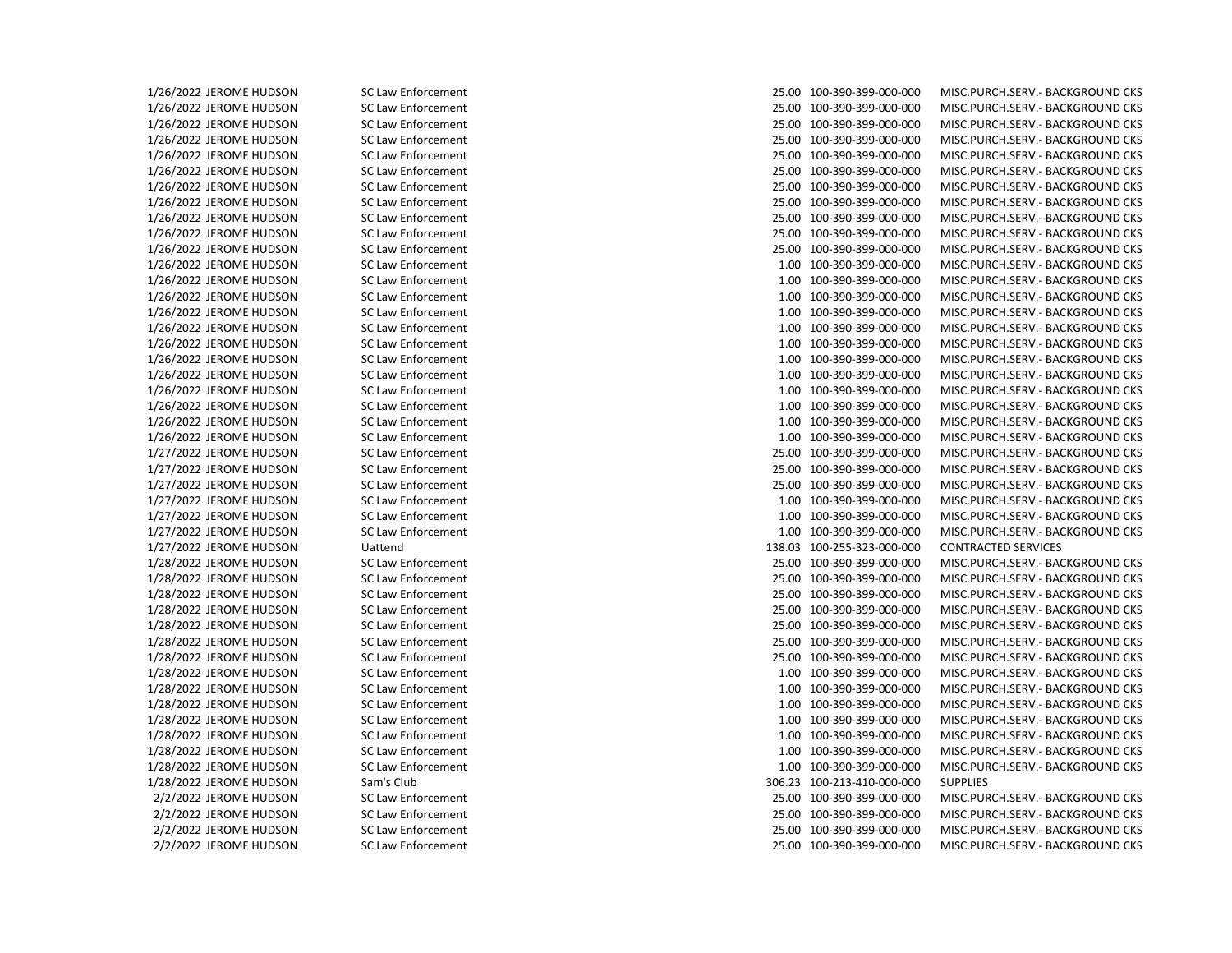| | | | | | |
|---|---|---|---|---|---|
| 1/26/2022 | JEROME HUDSON | SC Law Enforcement | 25.00 | 100-390-399-000-000 | MISC.PURCH.SERV.- BACKGROUND CKS |
| 1/26/2022 | JEROME HUDSON | SC Law Enforcement | 25.00 | 100-390-399-000-000 | MISC.PURCH.SERV.- BACKGROUND CKS |
| 1/26/2022 | JEROME HUDSON | SC Law Enforcement | 25.00 | 100-390-399-000-000 | MISC.PURCH.SERV.- BACKGROUND CKS |
| 1/26/2022 | JEROME HUDSON | SC Law Enforcement | 25.00 | 100-390-399-000-000 | MISC.PURCH.SERV.- BACKGROUND CKS |
| 1/26/2022 | JEROME HUDSON | SC Law Enforcement | 25.00 | 100-390-399-000-000 | MISC.PURCH.SERV.- BACKGROUND CKS |
| 1/26/2022 | JEROME HUDSON | SC Law Enforcement | 25.00 | 100-390-399-000-000 | MISC.PURCH.SERV.- BACKGROUND CKS |
| 1/26/2022 | JEROME HUDSON | SC Law Enforcement | 25.00 | 100-390-399-000-000 | MISC.PURCH.SERV.- BACKGROUND CKS |
| 1/26/2022 | JEROME HUDSON | SC Law Enforcement | 25.00 | 100-390-399-000-000 | MISC.PURCH.SERV.- BACKGROUND CKS |
| 1/26/2022 | JEROME HUDSON | SC Law Enforcement | 25.00 | 100-390-399-000-000 | MISC.PURCH.SERV.- BACKGROUND CKS |
| 1/26/2022 | JEROME HUDSON | SC Law Enforcement | 25.00 | 100-390-399-000-000 | MISC.PURCH.SERV.- BACKGROUND CKS |
| 1/26/2022 | JEROME HUDSON | SC Law Enforcement | 25.00 | 100-390-399-000-000 | MISC.PURCH.SERV.- BACKGROUND CKS |
| 1/26/2022 | JEROME HUDSON | SC Law Enforcement | 1.00 | 100-390-399-000-000 | MISC.PURCH.SERV.- BACKGROUND CKS |
| 1/26/2022 | JEROME HUDSON | SC Law Enforcement | 1.00 | 100-390-399-000-000 | MISC.PURCH.SERV.- BACKGROUND CKS |
| 1/26/2022 | JEROME HUDSON | SC Law Enforcement | 1.00 | 100-390-399-000-000 | MISC.PURCH.SERV.- BACKGROUND CKS |
| 1/26/2022 | JEROME HUDSON | SC Law Enforcement | 1.00 | 100-390-399-000-000 | MISC.PURCH.SERV.- BACKGROUND CKS |
| 1/26/2022 | JEROME HUDSON | SC Law Enforcement | 1.00 | 100-390-399-000-000 | MISC.PURCH.SERV.- BACKGROUND CKS |
| 1/26/2022 | JEROME HUDSON | SC Law Enforcement | 1.00 | 100-390-399-000-000 | MISC.PURCH.SERV.- BACKGROUND CKS |
| 1/26/2022 | JEROME HUDSON | SC Law Enforcement | 1.00 | 100-390-399-000-000 | MISC.PURCH.SERV.- BACKGROUND CKS |
| 1/26/2022 | JEROME HUDSON | SC Law Enforcement | 1.00 | 100-390-399-000-000 | MISC.PURCH.SERV.- BACKGROUND CKS |
| 1/26/2022 | JEROME HUDSON | SC Law Enforcement | 1.00 | 100-390-399-000-000 | MISC.PURCH.SERV.- BACKGROUND CKS |
| 1/26/2022 | JEROME HUDSON | SC Law Enforcement | 1.00 | 100-390-399-000-000 | MISC.PURCH.SERV.- BACKGROUND CKS |
| 1/26/2022 | JEROME HUDSON | SC Law Enforcement | 1.00 | 100-390-399-000-000 | MISC.PURCH.SERV.- BACKGROUND CKS |
| 1/26/2022 | JEROME HUDSON | SC Law Enforcement | 1.00 | 100-390-399-000-000 | MISC.PURCH.SERV.- BACKGROUND CKS |
| 1/27/2022 | JEROME HUDSON | SC Law Enforcement | 25.00 | 100-390-399-000-000 | MISC.PURCH.SERV.- BACKGROUND CKS |
| 1/27/2022 | JEROME HUDSON | SC Law Enforcement | 25.00 | 100-390-399-000-000 | MISC.PURCH.SERV.- BACKGROUND CKS |
| 1/27/2022 | JEROME HUDSON | SC Law Enforcement | 25.00 | 100-390-399-000-000 | MISC.PURCH.SERV.- BACKGROUND CKS |
| 1/27/2022 | JEROME HUDSON | SC Law Enforcement | 1.00 | 100-390-399-000-000 | MISC.PURCH.SERV.- BACKGROUND CKS |
| 1/27/2022 | JEROME HUDSON | SC Law Enforcement | 1.00 | 100-390-399-000-000 | MISC.PURCH.SERV.- BACKGROUND CKS |
| 1/27/2022 | JEROME HUDSON | SC Law Enforcement | 1.00 | 100-390-399-000-000 | MISC.PURCH.SERV.- BACKGROUND CKS |
| 1/27/2022 | JEROME HUDSON | Uattend | 138.03 | 100-255-323-000-000 | CONTRACTED SERVICES |
| 1/28/2022 | JEROME HUDSON | SC Law Enforcement | 25.00 | 100-390-399-000-000 | MISC.PURCH.SERV.- BACKGROUND CKS |
| 1/28/2022 | JEROME HUDSON | SC Law Enforcement | 25.00 | 100-390-399-000-000 | MISC.PURCH.SERV.- BACKGROUND CKS |
| 1/28/2022 | JEROME HUDSON | SC Law Enforcement | 25.00 | 100-390-399-000-000 | MISC.PURCH.SERV.- BACKGROUND CKS |
| 1/28/2022 | JEROME HUDSON | SC Law Enforcement | 25.00 | 100-390-399-000-000 | MISC.PURCH.SERV.- BACKGROUND CKS |
| 1/28/2022 | JEROME HUDSON | SC Law Enforcement | 25.00 | 100-390-399-000-000 | MISC.PURCH.SERV.- BACKGROUND CKS |
| 1/28/2022 | JEROME HUDSON | SC Law Enforcement | 25.00 | 100-390-399-000-000 | MISC.PURCH.SERV.- BACKGROUND CKS |
| 1/28/2022 | JEROME HUDSON | SC Law Enforcement | 25.00 | 100-390-399-000-000 | MISC.PURCH.SERV.- BACKGROUND CKS |
| 1/28/2022 | JEROME HUDSON | SC Law Enforcement | 1.00 | 100-390-399-000-000 | MISC.PURCH.SERV.- BACKGROUND CKS |
| 1/28/2022 | JEROME HUDSON | SC Law Enforcement | 1.00 | 100-390-399-000-000 | MISC.PURCH.SERV.- BACKGROUND CKS |
| 1/28/2022 | JEROME HUDSON | SC Law Enforcement | 1.00 | 100-390-399-000-000 | MISC.PURCH.SERV.- BACKGROUND CKS |
| 1/28/2022 | JEROME HUDSON | SC Law Enforcement | 1.00 | 100-390-399-000-000 | MISC.PURCH.SERV.- BACKGROUND CKS |
| 1/28/2022 | JEROME HUDSON | SC Law Enforcement | 1.00 | 100-390-399-000-000 | MISC.PURCH.SERV.- BACKGROUND CKS |
| 1/28/2022 | JEROME HUDSON | SC Law Enforcement | 1.00 | 100-390-399-000-000 | MISC.PURCH.SERV.- BACKGROUND CKS |
| 1/28/2022 | JEROME HUDSON | SC Law Enforcement | 1.00 | 100-390-399-000-000 | MISC.PURCH.SERV.- BACKGROUND CKS |
| 1/28/2022 | JEROME HUDSON | Sam's Club | 306.23 | 100-213-410-000-000 | SUPPLIES |
| 2/2/2022 | JEROME HUDSON | SC Law Enforcement | 25.00 | 100-390-399-000-000 | MISC.PURCH.SERV.- BACKGROUND CKS |
| 2/2/2022 | JEROME HUDSON | SC Law Enforcement | 25.00 | 100-390-399-000-000 | MISC.PURCH.SERV.- BACKGROUND CKS |
| 2/2/2022 | JEROME HUDSON | SC Law Enforcement | 25.00 | 100-390-399-000-000 | MISC.PURCH.SERV.- BACKGROUND CKS |
| 2/2/2022 | JEROME HUDSON | SC Law Enforcement | 25.00 | 100-390-399-000-000 | MISC.PURCH.SERV.- BACKGROUND CKS |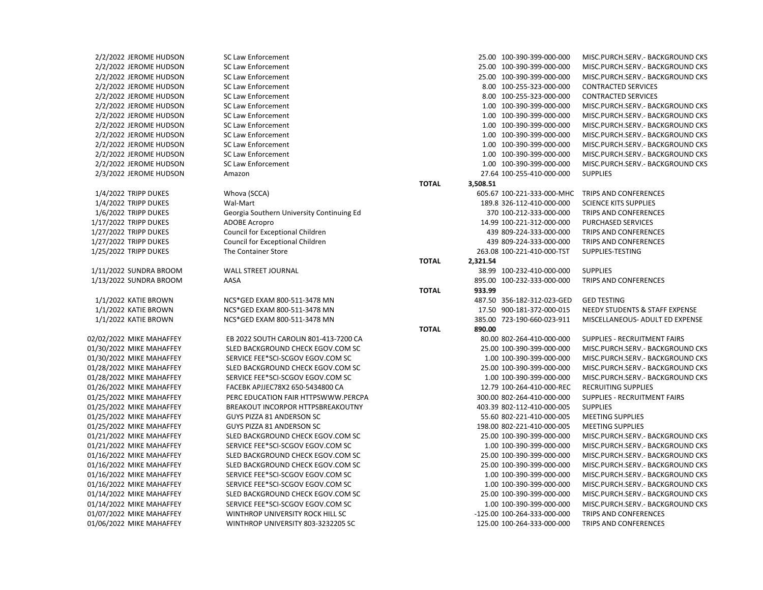| Date | Name | Vendor | | Amount | Account | Description |
|---|---|---|---|---|---|---|
| 2/2/2022 | JEROME HUDSON | SC Law Enforcement | | 25.00 | 100-390-399-000-000 | MISC.PURCH.SERV.- BACKGROUND CKS |
| 2/2/2022 | JEROME HUDSON | SC Law Enforcement | | 25.00 | 100-390-399-000-000 | MISC.PURCH.SERV.- BACKGROUND CKS |
| 2/2/2022 | JEROME HUDSON | SC Law Enforcement | | 25.00 | 100-390-399-000-000 | MISC.PURCH.SERV.- BACKGROUND CKS |
| 2/2/2022 | JEROME HUDSON | SC Law Enforcement | | 8.00 | 100-255-323-000-000 | CONTRACTED SERVICES |
| 2/2/2022 | JEROME HUDSON | SC Law Enforcement | | 8.00 | 100-255-323-000-000 | CONTRACTED SERVICES |
| 2/2/2022 | JEROME HUDSON | SC Law Enforcement | | 1.00 | 100-390-399-000-000 | MISC.PURCH.SERV.- BACKGROUND CKS |
| 2/2/2022 | JEROME HUDSON | SC Law Enforcement | | 1.00 | 100-390-399-000-000 | MISC.PURCH.SERV.- BACKGROUND CKS |
| 2/2/2022 | JEROME HUDSON | SC Law Enforcement | | 1.00 | 100-390-399-000-000 | MISC.PURCH.SERV.- BACKGROUND CKS |
| 2/2/2022 | JEROME HUDSON | SC Law Enforcement | | 1.00 | 100-390-399-000-000 | MISC.PURCH.SERV.- BACKGROUND CKS |
| 2/2/2022 | JEROME HUDSON | SC Law Enforcement | | 1.00 | 100-390-399-000-000 | MISC.PURCH.SERV.- BACKGROUND CKS |
| 2/2/2022 | JEROME HUDSON | SC Law Enforcement | | 1.00 | 100-390-399-000-000 | MISC.PURCH.SERV.- BACKGROUND CKS |
| 2/2/2022 | JEROME HUDSON | SC Law Enforcement | | 1.00 | 100-390-399-000-000 | MISC.PURCH.SERV.- BACKGROUND CKS |
| 2/3/2022 | JEROME HUDSON | Amazon | | 27.64 | 100-255-410-000-000 | SUPPLIES |
| | | | **TOTAL** | **3,508.51** | | |
| 1/4/2022 | TRIPP DUKES | Whova (SCCA) | | 605.67 | 100-221-333-000-MHC | TRIPS AND CONFERENCES |
| 1/4/2022 | TRIPP DUKES | Wal-Mart | | 189.8 | 326-112-410-000-000 | SCIENCE KITS SUPPLIES |
| 1/6/2022 | TRIPP DUKES | Georgia Southern University Continuing Ed | | 370 | 100-212-333-000-000 | TRIPS AND CONFERENCES |
| 1/17/2022 | TRIPP DUKES | ADOBE Acropro | | 14.99 | 100-221-312-000-000 | PURCHASED SERVICES |
| 1/27/2022 | TRIPP DUKES | Council for Exceptional Children | | 439 | 809-224-333-000-000 | TRIPS AND CONFERENCES |
| 1/27/2022 | TRIPP DUKES | Council for Exceptional Children | | 439 | 809-224-333-000-000 | TRIPS AND CONFERENCES |
| 1/25/2022 | TRIPP DUKES | The Container Store | | 263.08 | 100-221-410-000-TST | SUPPLIES-TESTING |
| | | | **TOTAL** | **2,321.54** | | |
| 1/11/2022 | SUNDRA BROOM | WALL STREET JOURNAL | | 38.99 | 100-232-410-000-000 | SUPPLIES |
| 1/13/2022 | SUNDRA BROOM | AASA | | 895.00 | 100-232-333-000-000 | TRIPS AND CONFERENCES |
| | | | **TOTAL** | **933.99** | | |
| 1/1/2022 | KATIE BROWN | NCS*GED EXAM 800-511-3478 MN | | 487.50 | 356-182-312-023-GED | GED TESTING |
| 1/1/2022 | KATIE BROWN | NCS*GED EXAM 800-511-3478 MN | | 17.50 | 900-181-372-000-015 | NEEDY STUDENTS & STAFF EXPENSE |
| 1/1/2022 | KATIE BROWN | NCS*GED EXAM 800-511-3478 MN | | 385.00 | 723-190-660-023-911 | MISCELLANEOUS- ADULT ED EXPENSE |
| | | | **TOTAL** | **890.00** | | |
| 02/02/2022 | MIKE MAHAFFEY | EB 2022 SOUTH CAROLIN 801-413-7200 CA | | 80.00 | 802-264-410-000-000 | SUPPLIES - RECRUITMENT FAIRS |
| 01/30/2022 | MIKE MAHAFFEY | SLED BACKGROUND CHECK EGOV.COM SC | | 25.00 | 100-390-399-000-000 | MISC.PURCH.SERV.- BACKGROUND CKS |
| 01/30/2022 | MIKE MAHAFFEY | SERVICE FEE*SCI-SCGOV EGOV.COM SC | | 1.00 | 100-390-399-000-000 | MISC.PURCH.SERV.- BACKGROUND CKS |
| 01/28/2022 | MIKE MAHAFFEY | SLED BACKGROUND CHECK EGOV.COM SC | | 25.00 | 100-390-399-000-000 | MISC.PURCH.SERV.- BACKGROUND CKS |
| 01/28/2022 | MIKE MAHAFFEY | SERVICE FEE*SCI-SCGOV EGOV.COM SC | | 1.00 | 100-390-399-000-000 | MISC.PURCH.SERV.- BACKGROUND CKS |
| 01/26/2022 | MIKE MAHAFFEY | FACEBK APJJEC78X2 650-5434800 CA | | 12.79 | 100-264-410-000-REC | RECRUITING SUPPLIES |
| 01/25/2022 | MIKE MAHAFFEY | PERC EDUCATION FAIR HTTPSWWW.PERCPA | | 300.00 | 802-264-410-000-000 | SUPPLIES - RECRUITMENT FAIRS |
| 01/25/2022 | MIKE MAHAFFEY | BREAKOUT INCORPOR HTTPSBREAKOUTNY | | 403.39 | 802-112-410-000-005 | SUPPLIES |
| 01/25/2022 | MIKE MAHAFFEY | GUYS PIZZA 81 ANDERSON SC | | 55.60 | 802-221-410-000-005 | MEETING SUPPLIES |
| 01/25/2022 | MIKE MAHAFFEY | GUYS PIZZA 81 ANDERSON SC | | 198.00 | 802-221-410-000-005 | MEETING SUPPLIES |
| 01/21/2022 | MIKE MAHAFFEY | SLED BACKGROUND CHECK EGOV.COM SC | | 25.00 | 100-390-399-000-000 | MISC.PURCH.SERV.- BACKGROUND CKS |
| 01/21/2022 | MIKE MAHAFFEY | SERVICE FEE*SCI-SCGOV EGOV.COM SC | | 1.00 | 100-390-399-000-000 | MISC.PURCH.SERV.- BACKGROUND CKS |
| 01/16/2022 | MIKE MAHAFFEY | SLED BACKGROUND CHECK EGOV.COM SC | | 25.00 | 100-390-399-000-000 | MISC.PURCH.SERV.- BACKGROUND CKS |
| 01/16/2022 | MIKE MAHAFFEY | SLED BACKGROUND CHECK EGOV.COM SC | | 25.00 | 100-390-399-000-000 | MISC.PURCH.SERV.- BACKGROUND CKS |
| 01/16/2022 | MIKE MAHAFFEY | SERVICE FEE*SCI-SCGOV EGOV.COM SC | | 1.00 | 100-390-399-000-000 | MISC.PURCH.SERV.- BACKGROUND CKS |
| 01/16/2022 | MIKE MAHAFFEY | SERVICE FEE*SCI-SCGOV EGOV.COM SC | | 1.00 | 100-390-399-000-000 | MISC.PURCH.SERV.- BACKGROUND CKS |
| 01/14/2022 | MIKE MAHAFFEY | SLED BACKGROUND CHECK EGOV.COM SC | | 25.00 | 100-390-399-000-000 | MISC.PURCH.SERV.- BACKGROUND CKS |
| 01/14/2022 | MIKE MAHAFFEY | SERVICE FEE*SCI-SCGOV EGOV.COM SC | | 1.00 | 100-390-399-000-000 | MISC.PURCH.SERV.- BACKGROUND CKS |
| 01/07/2022 | MIKE MAHAFFEY | WINTHROP UNIVERSITY ROCK HILL SC | | -125.00 | 100-264-333-000-000 | TRIPS AND CONFERENCES |
| 01/06/2022 | MIKE MAHAFFEY | WINTHROP UNIVERSITY 803-3232205 SC | | 125.00 | 100-264-333-000-000 | TRIPS AND CONFERENCES |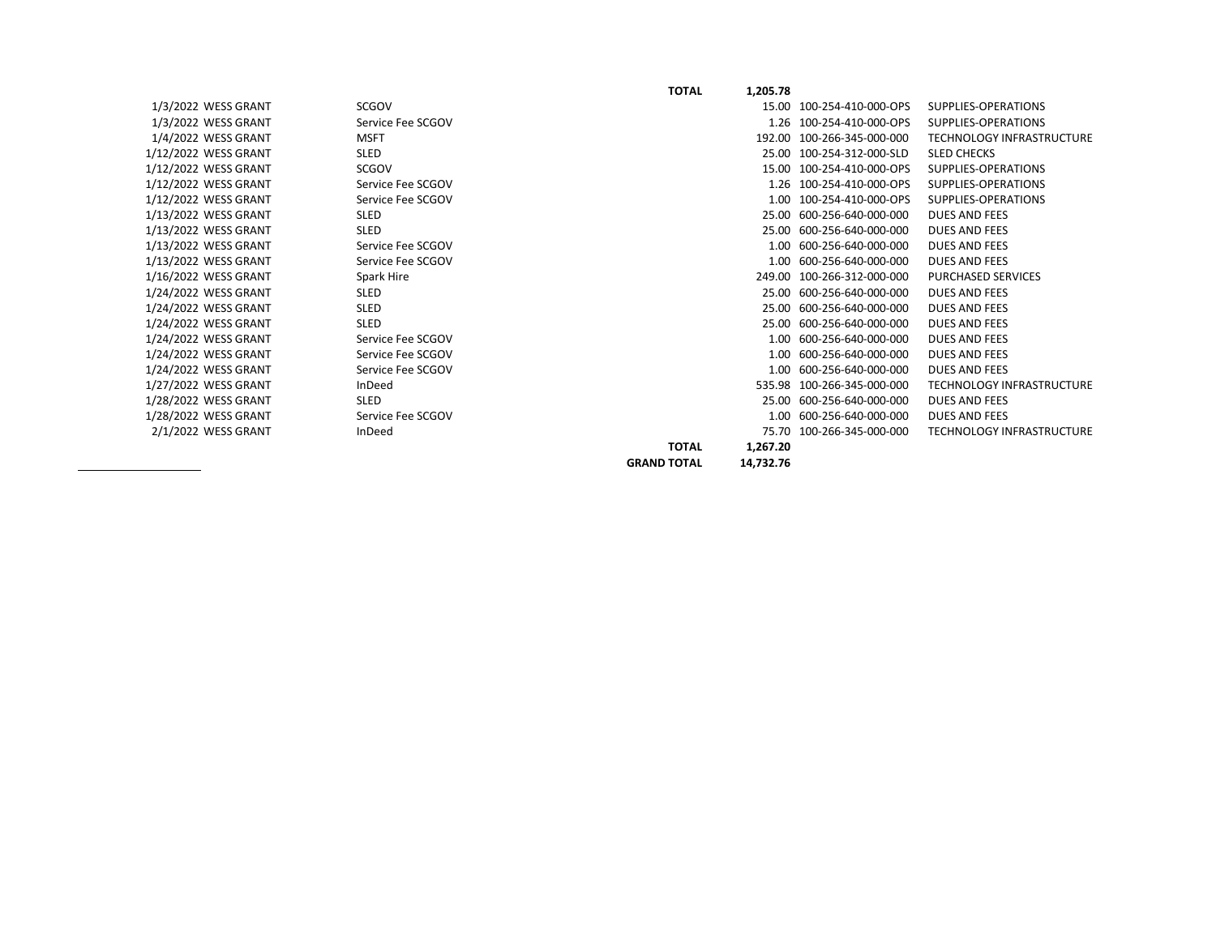| | | | | | |
|---|---|---|---|---|---|
| | | TOTAL | 1,205.78 | | |
| 1/3/2022 | WESS GRANT | SCGOV | 15.00 | 100-254-410-000-OPS | SUPPLIES-OPERATIONS |
| 1/3/2022 | WESS GRANT | Service Fee SCGOV | 1.26 | 100-254-410-000-OPS | SUPPLIES-OPERATIONS |
| 1/4/2022 | WESS GRANT | MSFT | 192.00 | 100-266-345-000-000 | TECHNOLOGY INFRASTRUCTURE |
| 1/12/2022 | WESS GRANT | SLED | 25.00 | 100-254-312-000-SLD | SLED CHECKS |
| 1/12/2022 | WESS GRANT | SCGOV | 15.00 | 100-254-410-000-OPS | SUPPLIES-OPERATIONS |
| 1/12/2022 | WESS GRANT | Service Fee SCGOV | 1.26 | 100-254-410-000-OPS | SUPPLIES-OPERATIONS |
| 1/12/2022 | WESS GRANT | Service Fee SCGOV | 1.00 | 100-254-410-000-OPS | SUPPLIES-OPERATIONS |
| 1/13/2022 | WESS GRANT | SLED | 25.00 | 600-256-640-000-000 | DUES AND FEES |
| 1/13/2022 | WESS GRANT | SLED | 25.00 | 600-256-640-000-000 | DUES AND FEES |
| 1/13/2022 | WESS GRANT | Service Fee SCGOV | 1.00 | 600-256-640-000-000 | DUES AND FEES |
| 1/13/2022 | WESS GRANT | Service Fee SCGOV | 1.00 | 600-256-640-000-000 | DUES AND FEES |
| 1/16/2022 | WESS GRANT | Spark Hire | 249.00 | 100-266-312-000-000 | PURCHASED SERVICES |
| 1/24/2022 | WESS GRANT | SLED | 25.00 | 600-256-640-000-000 | DUES AND FEES |
| 1/24/2022 | WESS GRANT | SLED | 25.00 | 600-256-640-000-000 | DUES AND FEES |
| 1/24/2022 | WESS GRANT | SLED | 25.00 | 600-256-640-000-000 | DUES AND FEES |
| 1/24/2022 | WESS GRANT | Service Fee SCGOV | 1.00 | 600-256-640-000-000 | DUES AND FEES |
| 1/24/2022 | WESS GRANT | Service Fee SCGOV | 1.00 | 600-256-640-000-000 | DUES AND FEES |
| 1/24/2022 | WESS GRANT | Service Fee SCGOV | 1.00 | 600-256-640-000-000 | DUES AND FEES |
| 1/27/2022 | WESS GRANT | InDeed | 535.98 | 100-266-345-000-000 | TECHNOLOGY INFRASTRUCTURE |
| 1/28/2022 | WESS GRANT | SLED | 25.00 | 600-256-640-000-000 | DUES AND FEES |
| 1/28/2022 | WESS GRANT | Service Fee SCGOV | 1.00 | 600-256-640-000-000 | DUES AND FEES |
| 2/1/2022 | WESS GRANT | InDeed | 75.70 | 100-266-345-000-000 | TECHNOLOGY INFRASTRUCTURE |
| | | TOTAL | 1,267.20 | | |
| | | GRAND TOTAL | 14,732.76 | | |